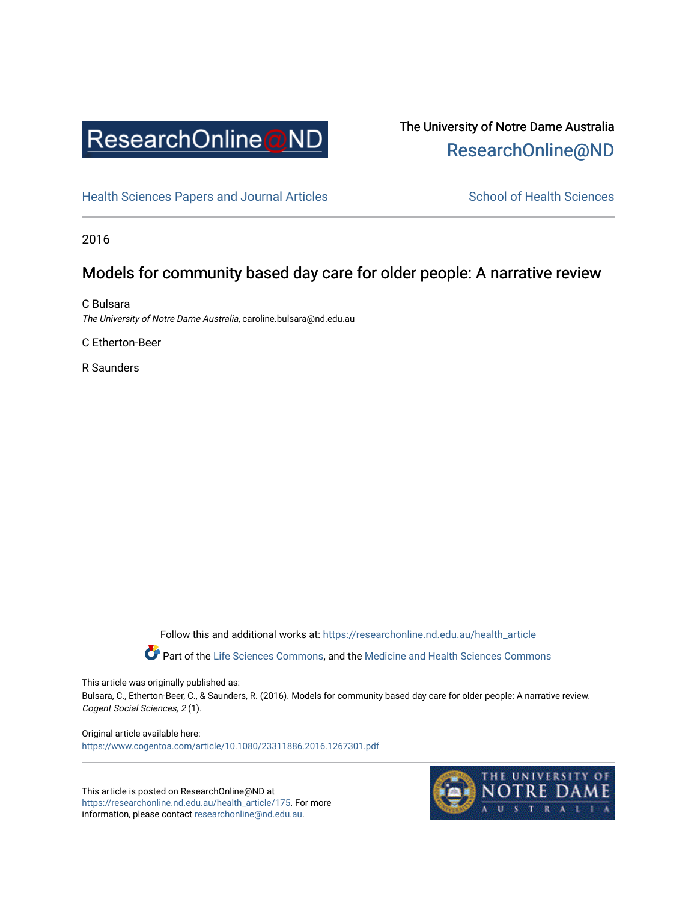ResearchOnline@ND

The University of Notre Dame Australia
ResearchOnline@ND

Health Sciences Papers and Journal Articles — School of Health Sciences

2016

# Models for community based day care for older people: A narrative review

C Bulsara
*The University of Notre Dame Australia*, caroline.bulsara@nd.edu.au

C Etherton-Beer

R Saunders

Follow this and additional works at: https://researchonline.nd.edu.au/health_article

Part of the Life Sciences Commons, and the Medicine and Health Sciences Commons

This article was originally published as:
Bulsara, C., Etherton-Beer, C., & Saunders, R. (2016). Models for community based day care for older people: A narrative review. *Cogent Social Sciences, 2* (1).

Original article available here:
https://www.cogentoa.com/article/10.1080/23311886.2016.1267301.pdf

This article is posted on ResearchOnline@ND at https://researchonline.nd.edu.au/health_article/175. For more information, please contact researchonline@nd.edu.au.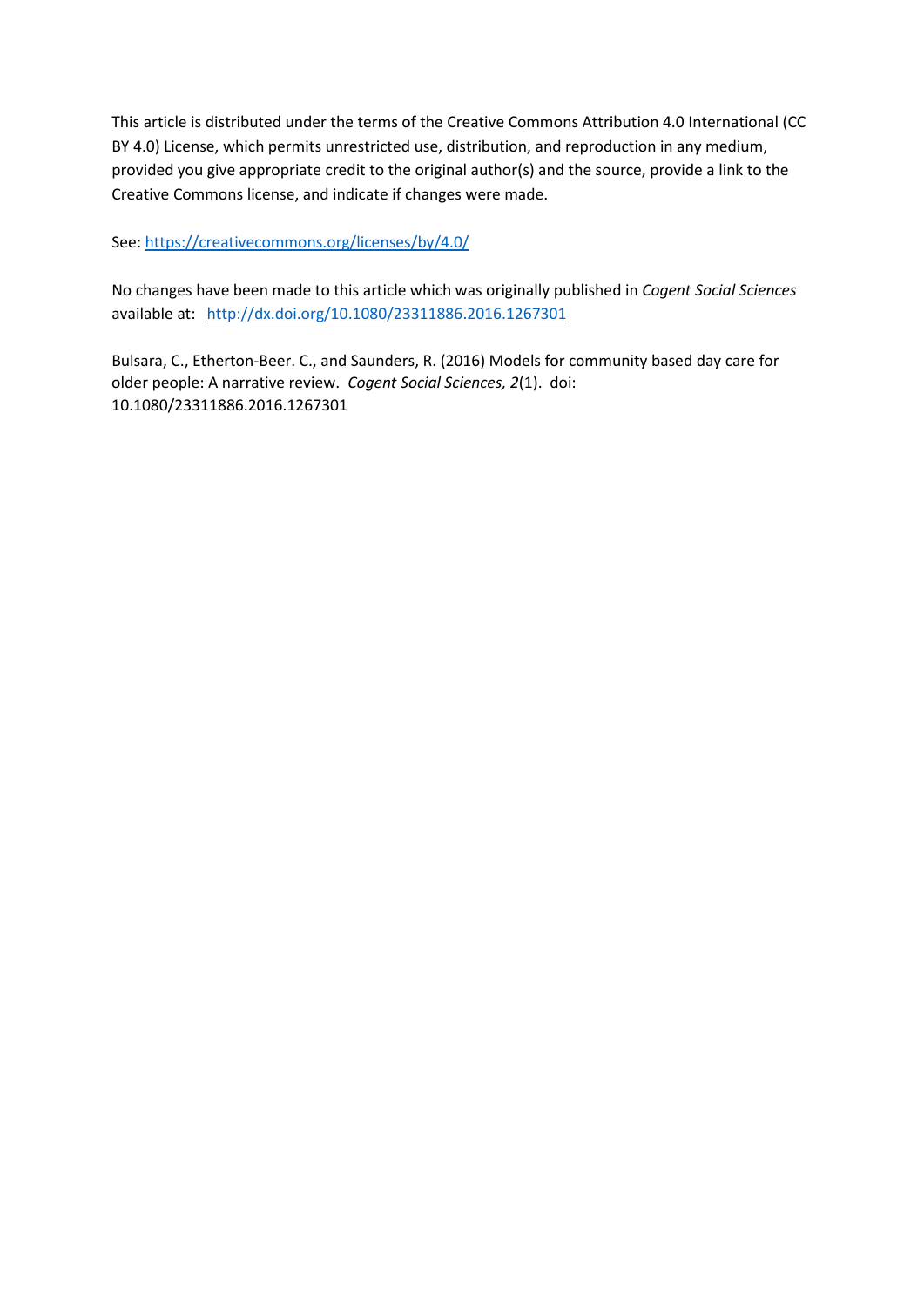This article is distributed under the terms of the Creative Commons Attribution 4.0 International (CC BY 4.0) License, which permits unrestricted use, distribution, and reproduction in any medium, provided you give appropriate credit to the original author(s) and the source, provide a link to the Creative Commons license, and indicate if changes were made.

See: https://creativecommons.org/licenses/by/4.0/

No changes have been made to this article which was originally published in *Cogent Social Sciences* available at: http://dx.doi.org/10.1080/23311886.2016.1267301

Bulsara, C., Etherton-Beer. C., and Saunders, R. (2016) Models for community based day care for older people: A narrative review. *Cogent Social Sciences, 2*(1). doi: 10.1080/23311886.2016.1267301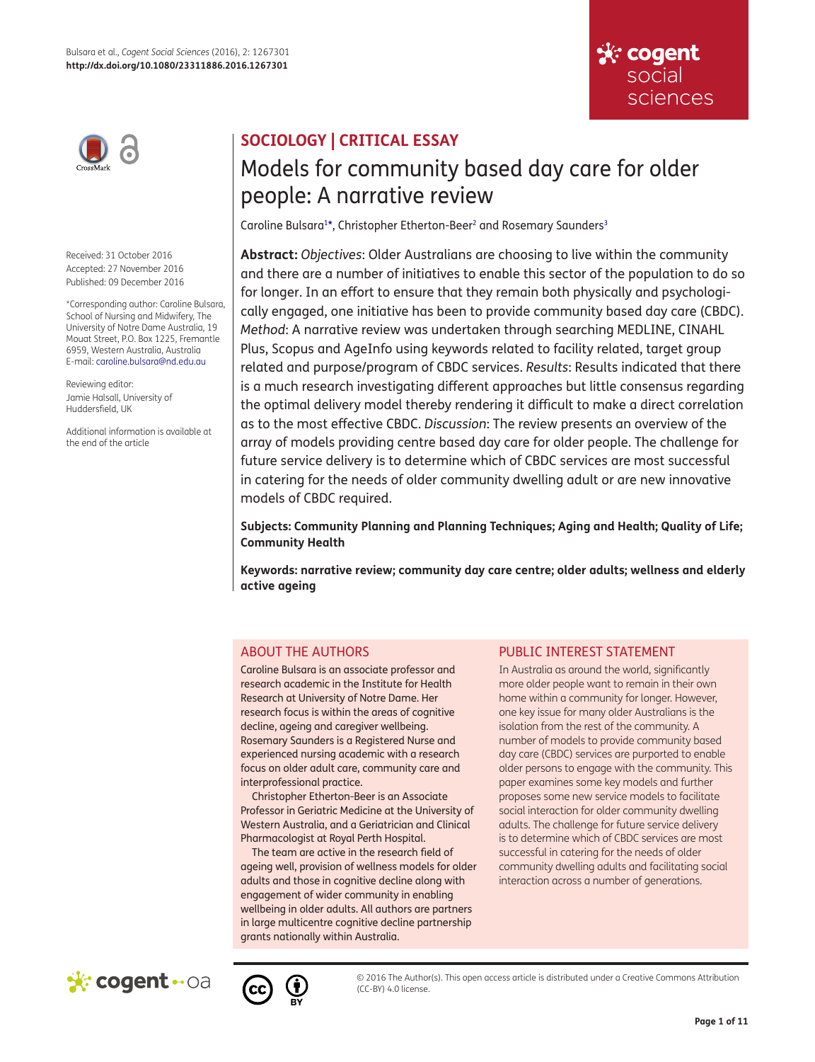**SOCIOLOGY | CRITICAL ESSAY**

# Models for community based day care for older people: A narrative review

Caroline Bulsara[1]*, Christopher Etherton-Beer[2] and Rosemary Saunders[3]

Received: 31 October 2016
Accepted: 27 November 2016
Published: 09 December 2016

*Corresponding author: Caroline Bulsara, School of Nursing and Midwifery, The University of Notre Dame Australia, 19 Mouat Street, P.O. Box 1225, Fremantle 6959, Western Australia, Australia
E-mail: caroline.bulsara@nd.edu.au

Reviewing editor:
Jamie Halsall, University of Huddersfield, UK

Additional information is available at the end of the article

**Abstract:** *Objectives*: Older Australians are choosing to live within the community and there are a number of initiatives to enable this sector of the population to do so for longer. In an effort to ensure that they remain both physically and psychologically engaged, one initiative has been to provide community based day care (CBDC). *Method*: A narrative review was undertaken through searching MEDLINE, CINAHL Plus, Scopus and AgeInfo using keywords related to facility related, target group related and purpose/program of CBDC services. *Results*: Results indicated that there is a much research investigating different approaches but little consensus regarding the optimal delivery model thereby rendering it difficult to make a direct correlation as to the most effective CBDC. *Discussion*: The review presents an overview of the array of models providing centre based day care for older people. The challenge for future service delivery is to determine which of CBDC services are most successful in catering for the needs of older community dwelling adult or are new innovative models of CBDC required.

**Subjects: Community Planning and Planning Techniques; Aging and Health; Quality of Life; Community Health**

**Keywords: narrative review; community day care centre; older adults; wellness and elderly active ageing**

## ABOUT THE AUTHORS

Caroline Bulsara is an associate professor and research academic in the Institute for Health Research at University of Notre Dame. Her research focus is within the areas of cognitive decline, ageing and caregiver wellbeing. Rosemary Saunders is a Registered Nurse and experienced nursing academic with a research focus on older adult care, community care and interprofessional practice.

Christopher Etherton-Beer is an Associate Professor in Geriatric Medicine at the University of Western Australia, and a Geriatrician and Clinical Pharmacologist at Royal Perth Hospital.

The team are active in the research field of ageing well, provision of wellness models for older adults and those in cognitive decline along with engagement of wider community in enabling wellbeing in older adults. All authors are partners in large multicentre cognitive decline partnership grants nationally within Australia.

## PUBLIC INTEREST STATEMENT

In Australia as around the world, significantly more older people want to remain in their own home within a community for longer. However, one key issue for many older Australians is the isolation from the rest of the community. A number of models to provide community based day care (CBDC) services are purported to enable older persons to engage with the community. This paper examines some key models and further proposes some new service models to facilitate social interaction for older community dwelling adults. The challenge for future service delivery is to determine which of CBDC services are most successful in catering for the needs of older community dwelling adults and facilitating social interaction across a number of generations.

© 2016 The Author(s). This open access article is distributed under a Creative Commons Attribution (CC-BY) 4.0 license.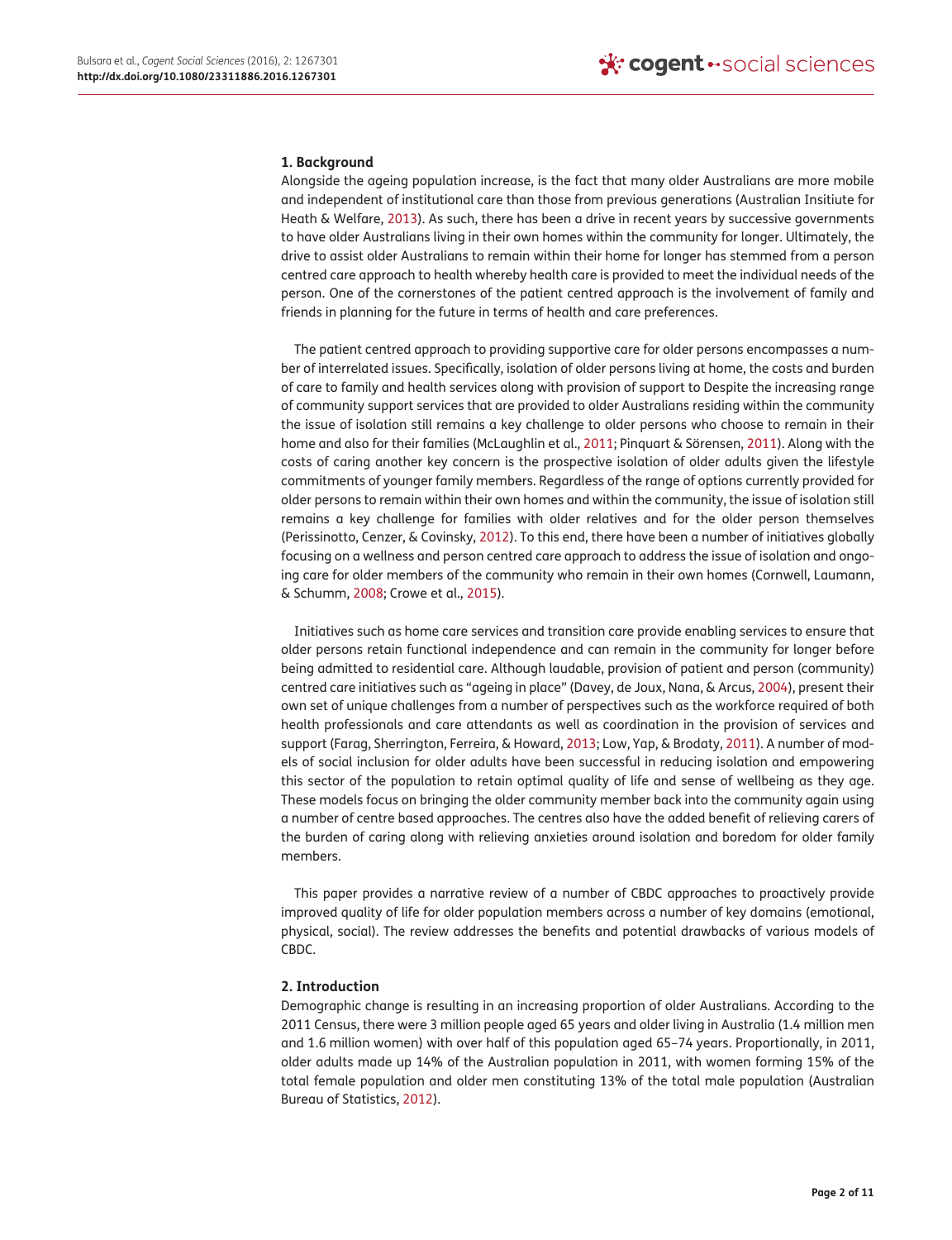## 1. Background

Alongside the ageing population increase, is the fact that many older Australians are more mobile and independent of institutional care than those from previous generations (Australian Insitiute for Heath & Welfare, 2013). As such, there has been a drive in recent years by successive governments to have older Australians living in their own homes within the community for longer. Ultimately, the drive to assist older Australians to remain within their home for longer has stemmed from a person centred care approach to health whereby health care is provided to meet the individual needs of the person. One of the cornerstones of the patient centred approach is the involvement of family and friends in planning for the future in terms of health and care preferences.

The patient centred approach to providing supportive care for older persons encompasses a number of interrelated issues. Specifically, isolation of older persons living at home, the costs and burden of care to family and health services along with provision of support to Despite the increasing range of community support services that are provided to older Australians residing within the community the issue of isolation still remains a key challenge to older persons who choose to remain in their home and also for their families (McLaughlin et al., 2011; Pinquart & Sörensen, 2011). Along with the costs of caring another key concern is the prospective isolation of older adults given the lifestyle commitments of younger family members. Regardless of the range of options currently provided for older persons to remain within their own homes and within the community, the issue of isolation still remains a key challenge for families with older relatives and for the older person themselves (Perissinotto, Cenzer, & Covinsky, 2012). To this end, there have been a number of initiatives globally focusing on a wellness and person centred care approach to address the issue of isolation and ongoing care for older members of the community who remain in their own homes (Cornwell, Laumann, & Schumm, 2008; Crowe et al., 2015).

Initiatives such as home care services and transition care provide enabling services to ensure that older persons retain functional independence and can remain in the community for longer before being admitted to residential care. Although laudable, provision of patient and person (community) centred care initiatives such as "ageing in place" (Davey, de Joux, Nana, & Arcus, 2004), present their own set of unique challenges from a number of perspectives such as the workforce required of both health professionals and care attendants as well as coordination in the provision of services and support (Farag, Sherrington, Ferreira, & Howard, 2013; Low, Yap, & Brodaty, 2011). A number of models of social inclusion for older adults have been successful in reducing isolation and empowering this sector of the population to retain optimal quality of life and sense of wellbeing as they age. These models focus on bringing the older community member back into the community again using a number of centre based approaches. The centres also have the added benefit of relieving carers of the burden of caring along with relieving anxieties around isolation and boredom for older family members.

This paper provides a narrative review of a number of CBDC approaches to proactively provide improved quality of life for older population members across a number of key domains (emotional, physical, social). The review addresses the benefits and potential drawbacks of various models of CBDC.

## 2. Introduction

Demographic change is resulting in an increasing proportion of older Australians. According to the 2011 Census, there were 3 million people aged 65 years and older living in Australia (1.4 million men and 1.6 million women) with over half of this population aged 65–74 years. Proportionally, in 2011, older adults made up 14% of the Australian population in 2011, with women forming 15% of the total female population and older men constituting 13% of the total male population (Australian Bureau of Statistics, 2012).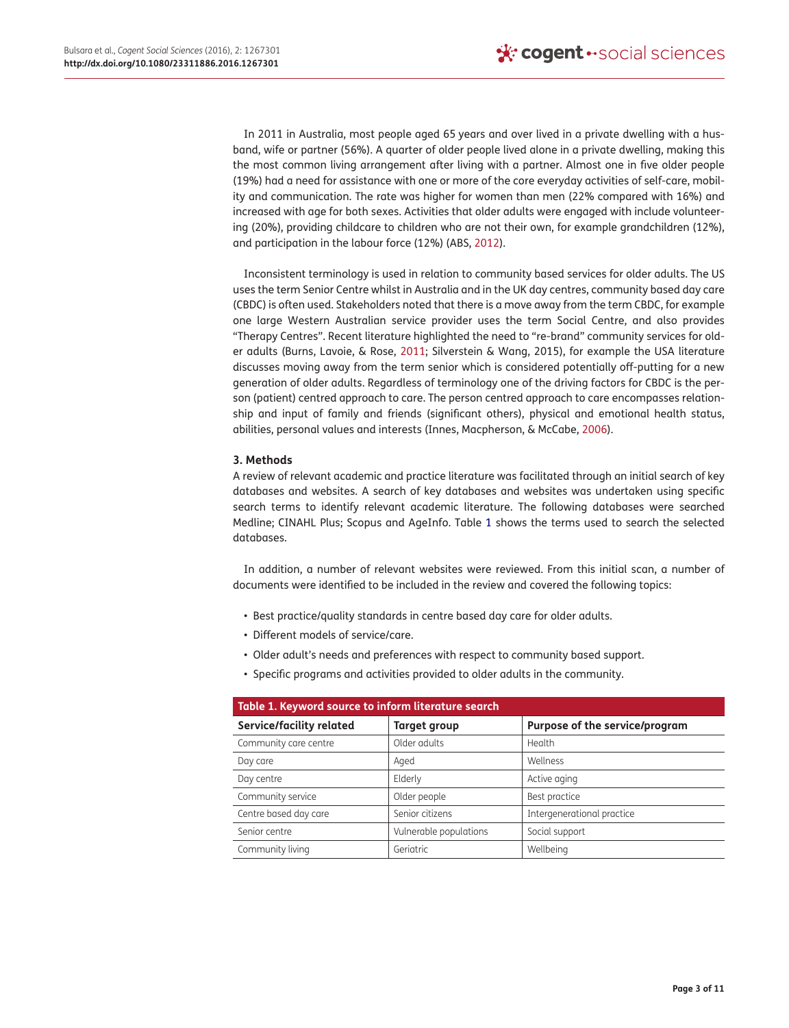In 2011 in Australia, most people aged 65 years and over lived in a private dwelling with a husband, wife or partner (56%). A quarter of older people lived alone in a private dwelling, making this the most common living arrangement after living with a partner. Almost one in five older people (19%) had a need for assistance with one or more of the core everyday activities of self-care, mobility and communication. The rate was higher for women than men (22% compared with 16%) and increased with age for both sexes. Activities that older adults were engaged with include volunteering (20%), providing childcare to children who are not their own, for example grandchildren (12%), and participation in the labour force (12%) (ABS, 2012).

Inconsistent terminology is used in relation to community based services for older adults. The US uses the term Senior Centre whilst in Australia and in the UK day centres, community based day care (CBDC) is often used. Stakeholders noted that there is a move away from the term CBDC, for example one large Western Australian service provider uses the term Social Centre, and also provides "Therapy Centres". Recent literature highlighted the need to "re-brand" community services for older adults (Burns, Lavoie, & Rose, 2011; Silverstein & Wang, 2015), for example the USA literature discusses moving away from the term senior which is considered potentially off-putting for a new generation of older adults. Regardless of terminology one of the driving factors for CBDC is the person (patient) centred approach to care. The person centred approach to care encompasses relationship and input of family and friends (significant others), physical and emotional health status, abilities, personal values and interests (Innes, Macpherson, & McCabe, 2006).

## 3. Methods

A review of relevant academic and practice literature was facilitated through an initial search of key databases and websites. A search of key databases and websites was undertaken using specific search terms to identify relevant academic literature. The following databases were searched Medline; CINAHL Plus; Scopus and AgeInfo. Table 1 shows the terms used to search the selected databases.

In addition, a number of relevant websites were reviewed. From this initial scan, a number of documents were identified to be included in the review and covered the following topics:

- Best practice/quality standards in centre based day care for older adults.
- Different models of service/care.
- Older adult's needs and preferences with respect to community based support.
- Specific programs and activities provided to older adults in the community.

**Table 1. Keyword source to inform literature search**

| Service/facility related | Target group | Purpose of the service/program |
|---|---|---|
| Community care centre | Older adults | Health |
| Day care | Aged | Wellness |
| Day centre | Elderly | Active aging |
| Community service | Older people | Best practice |
| Centre based day care | Senior citizens | Intergenerational practice |
| Senior centre | Vulnerable populations | Social support |
| Community living | Geriatric | Wellbeing |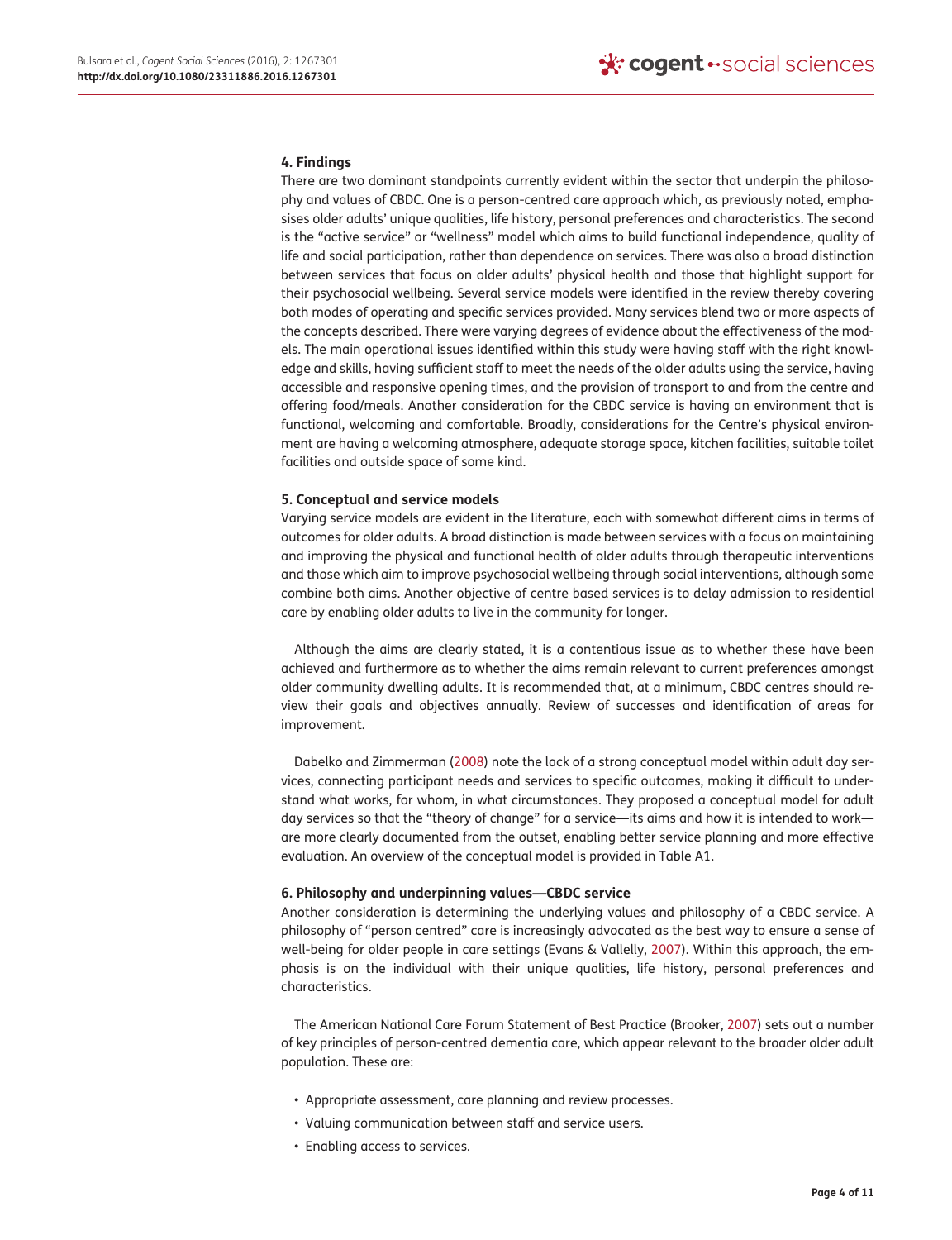## 4. Findings

There are two dominant standpoints currently evident within the sector that underpin the philosophy and values of CBDC. One is a person-centred care approach which, as previously noted, emphasises older adults' unique qualities, life history, personal preferences and characteristics. The second is the "active service" or "wellness" model which aims to build functional independence, quality of life and social participation, rather than dependence on services. There was also a broad distinction between services that focus on older adults' physical health and those that highlight support for their psychosocial wellbeing. Several service models were identified in the review thereby covering both modes of operating and specific services provided. Many services blend two or more aspects of the concepts described. There were varying degrees of evidence about the effectiveness of the models. The main operational issues identified within this study were having staff with the right knowledge and skills, having sufficient staff to meet the needs of the older adults using the service, having accessible and responsive opening times, and the provision of transport to and from the centre and offering food/meals. Another consideration for the CBDC service is having an environment that is functional, welcoming and comfortable. Broadly, considerations for the Centre's physical environment are having a welcoming atmosphere, adequate storage space, kitchen facilities, suitable toilet facilities and outside space of some kind.

## 5. Conceptual and service models

Varying service models are evident in the literature, each with somewhat different aims in terms of outcomes for older adults. A broad distinction is made between services with a focus on maintaining and improving the physical and functional health of older adults through therapeutic interventions and those which aim to improve psychosocial wellbeing through social interventions, although some combine both aims. Another objective of centre based services is to delay admission to residential care by enabling older adults to live in the community for longer.

Although the aims are clearly stated, it is a contentious issue as to whether these have been achieved and furthermore as to whether the aims remain relevant to current preferences amongst older community dwelling adults. It is recommended that, at a minimum, CBDC centres should review their goals and objectives annually. Review of successes and identification of areas for improvement.

Dabelko and Zimmerman (2008) note the lack of a strong conceptual model within adult day services, connecting participant needs and services to specific outcomes, making it difficult to understand what works, for whom, in what circumstances. They proposed a conceptual model for adult day services so that the "theory of change" for a service—its aims and how it is intended to work—are more clearly documented from the outset, enabling better service planning and more effective evaluation. An overview of the conceptual model is provided in Table A1.

## 6. Philosophy and underpinning values—CBDC service

Another consideration is determining the underlying values and philosophy of a CBDC service. A philosophy of "person centred" care is increasingly advocated as the best way to ensure a sense of well-being for older people in care settings (Evans & Vallelly, 2007). Within this approach, the emphasis is on the individual with their unique qualities, life history, personal preferences and characteristics.

The American National Care Forum Statement of Best Practice (Brooker, 2007) sets out a number of key principles of person-centred dementia care, which appear relevant to the broader older adult population. These are:

- Appropriate assessment, care planning and review processes.
- Valuing communication between staff and service users.
- Enabling access to services.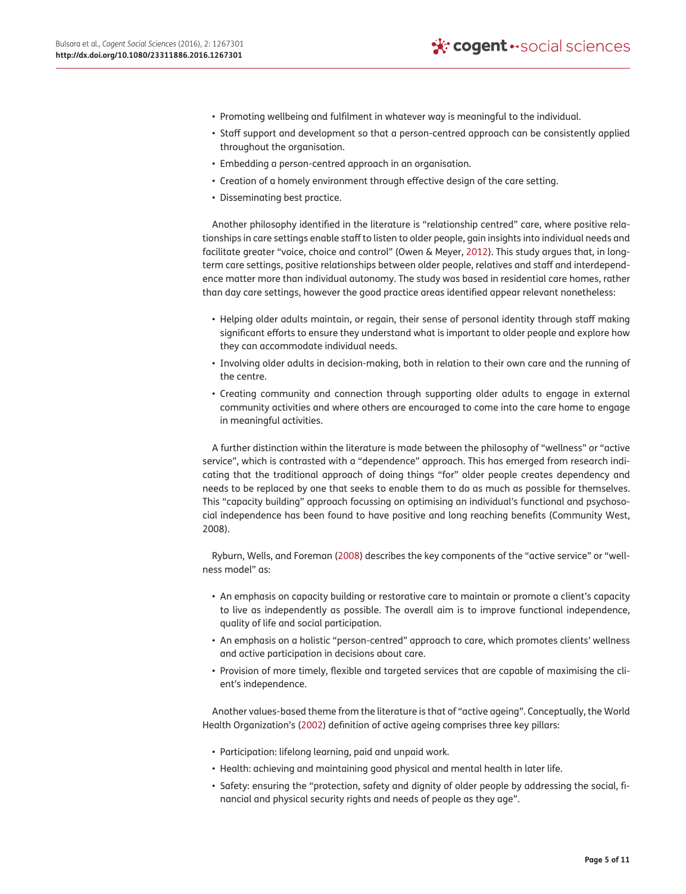- Promoting wellbeing and fulfilment in whatever way is meaningful to the individual.
- Staff support and development so that a person-centred approach can be consistently applied throughout the organisation.
- Embedding a person-centred approach in an organisation.
- Creation of a homely environment through effective design of the care setting.
- Disseminating best practice.

Another philosophy identified in the literature is "relationship centred" care, where positive relationships in care settings enable staff to listen to older people, gain insights into individual needs and facilitate greater "voice, choice and control" (Owen & Meyer, 2012). This study argues that, in long-term care settings, positive relationships between older people, relatives and staff and interdependence matter more than individual autonomy. The study was based in residential care homes, rather than day care settings, however the good practice areas identified appear relevant nonetheless:

- Helping older adults maintain, or regain, their sense of personal identity through staff making significant efforts to ensure they understand what is important to older people and explore how they can accommodate individual needs.
- Involving older adults in decision-making, both in relation to their own care and the running of the centre.
- Creating community and connection through supporting older adults to engage in external community activities and where others are encouraged to come into the care home to engage in meaningful activities.

A further distinction within the literature is made between the philosophy of "wellness" or "active service", which is contrasted with a "dependence" approach. This has emerged from research indicating that the traditional approach of doing things "for" older people creates dependency and needs to be replaced by one that seeks to enable them to do as much as possible for themselves. This "capacity building" approach focussing on optimising an individual's functional and psychosocial independence has been found to have positive and long reaching benefits (Community West, 2008).

Ryburn, Wells, and Foreman (2008) describes the key components of the "active service" or "wellness model" as:

- An emphasis on capacity building or restorative care to maintain or promote a client's capacity to live as independently as possible. The overall aim is to improve functional independence, quality of life and social participation.
- An emphasis on a holistic "person-centred" approach to care, which promotes clients' wellness and active participation in decisions about care.
- Provision of more timely, flexible and targeted services that are capable of maximising the client's independence.

Another values-based theme from the literature is that of "active ageing". Conceptually, the World Health Organization's (2002) definition of active ageing comprises three key pillars:

- Participation: lifelong learning, paid and unpaid work.
- Health: achieving and maintaining good physical and mental health in later life.
- Safety: ensuring the "protection, safety and dignity of older people by addressing the social, financial and physical security rights and needs of people as they age".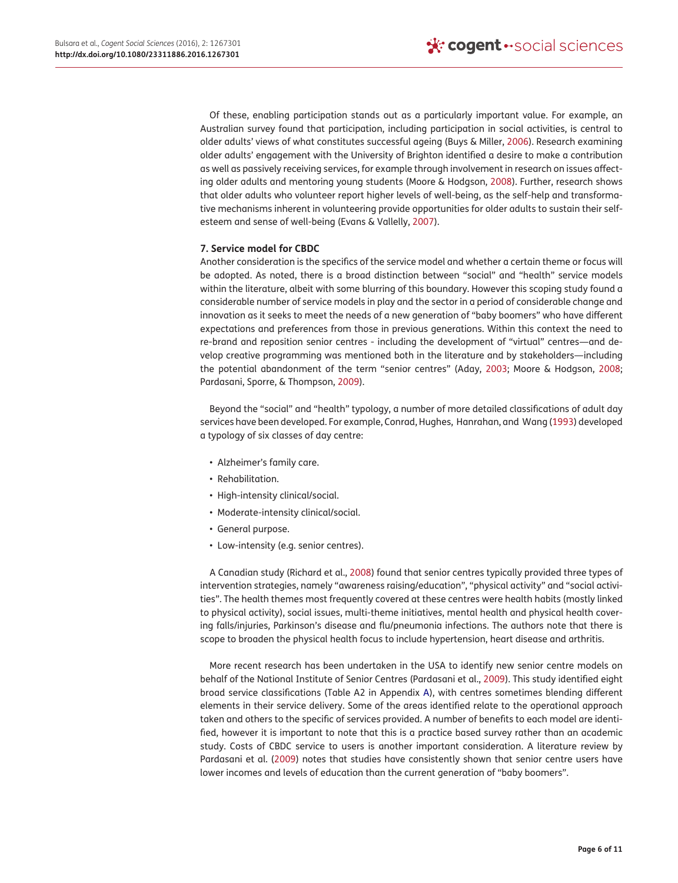Of these, enabling participation stands out as a particularly important value. For example, an Australian survey found that participation, including participation in social activities, is central to older adults' views of what constitutes successful ageing (Buys & Miller, 2006). Research examining older adults' engagement with the University of Brighton identified a desire to make a contribution as well as passively receiving services, for example through involvement in research on issues affecting older adults and mentoring young students (Moore & Hodgson, 2008). Further, research shows that older adults who volunteer report higher levels of well-being, as the self-help and transformative mechanisms inherent in volunteering provide opportunities for older adults to sustain their self-esteem and sense of well-being (Evans & Vallelly, 2007).

### 7. Service model for CBDC

Another consideration is the specifics of the service model and whether a certain theme or focus will be adopted. As noted, there is a broad distinction between "social" and "health" service models within the literature, albeit with some blurring of this boundary. However this scoping study found a considerable number of service models in play and the sector in a period of considerable change and innovation as it seeks to meet the needs of a new generation of "baby boomers" who have different expectations and preferences from those in previous generations. Within this context the need to re-brand and reposition senior centres - including the development of "virtual" centres—and develop creative programming was mentioned both in the literature and by stakeholders—including the potential abandonment of the term "senior centres" (Aday, 2003; Moore & Hodgson, 2008; Pardasani, Sporre, & Thompson, 2009).

Beyond the "social" and "health" typology, a number of more detailed classifications of adult day services have been developed. For example, Conrad, Hughes, Hanrahan, and Wang (1993) developed a typology of six classes of day centre:

- Alzheimer's family care.
- Rehabilitation.
- High-intensity clinical/social.
- Moderate-intensity clinical/social.
- General purpose.
- Low-intensity (e.g. senior centres).

A Canadian study (Richard et al., 2008) found that senior centres typically provided three types of intervention strategies, namely "awareness raising/education", "physical activity" and "social activities". The health themes most frequently covered at these centres were health habits (mostly linked to physical activity), social issues, multi-theme initiatives, mental health and physical health covering falls/injuries, Parkinson's disease and flu/pneumonia infections. The authors note that there is scope to broaden the physical health focus to include hypertension, heart disease and arthritis.

More recent research has been undertaken in the USA to identify new senior centre models on behalf of the National Institute of Senior Centres (Pardasani et al., 2009). This study identified eight broad service classifications (Table A2 in Appendix A), with centres sometimes blending different elements in their service delivery. Some of the areas identified relate to the operational approach taken and others to the specific of services provided. A number of benefits to each model are identified, however it is important to note that this is a practice based survey rather than an academic study. Costs of CBDC service to users is another important consideration. A literature review by Pardasani et al. (2009) notes that studies have consistently shown that senior centre users have lower incomes and levels of education than the current generation of "baby boomers".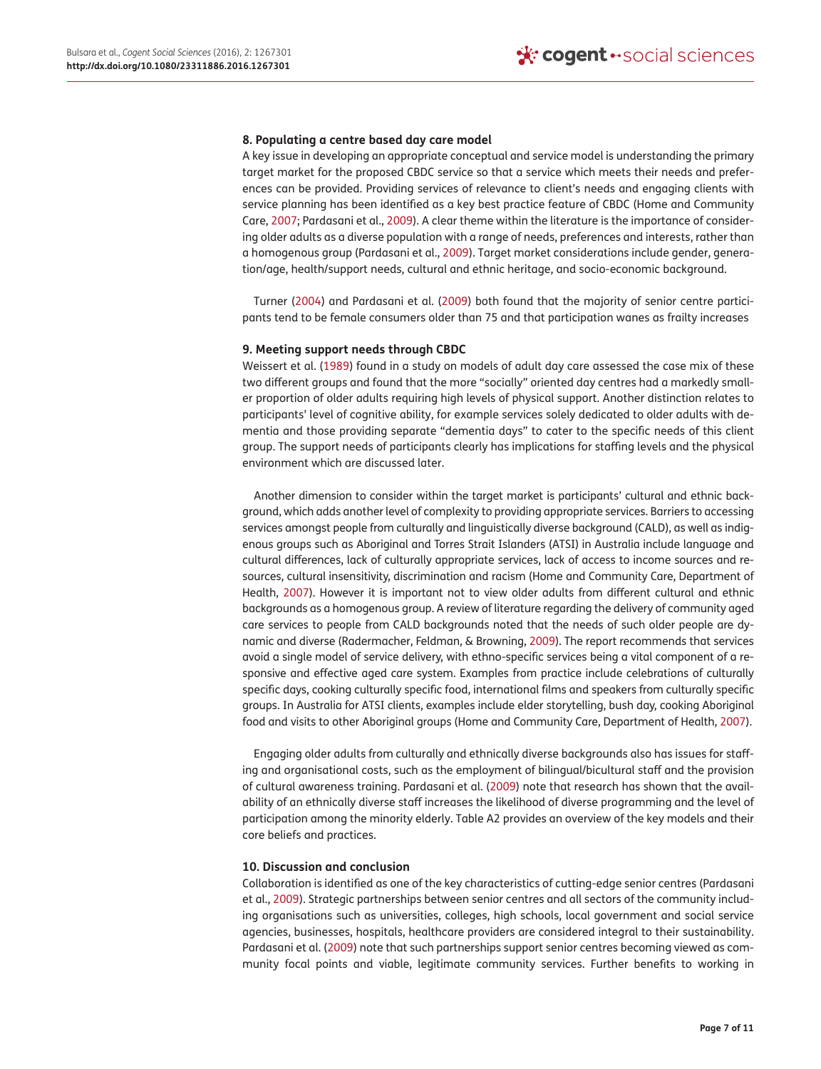## 8. Populating a centre based day care model

A key issue in developing an appropriate conceptual and service model is understanding the primary target market for the proposed CBDC service so that a service which meets their needs and preferences can be provided. Providing services of relevance to client's needs and engaging clients with service planning has been identified as a key best practice feature of CBDC (Home and Community Care, 2007; Pardasani et al., 2009). A clear theme within the literature is the importance of considering older adults as a diverse population with a range of needs, preferences and interests, rather than a homogenous group (Pardasani et al., 2009). Target market considerations include gender, generation/age, health/support needs, cultural and ethnic heritage, and socio-economic background.

Turner (2004) and Pardasani et al. (2009) both found that the majority of senior centre participants tend to be female consumers older than 75 and that participation wanes as frailty increases

## 9. Meeting support needs through CBDC

Weissert et al. (1989) found in a study on models of adult day care assessed the case mix of these two different groups and found that the more "socially" oriented day centres had a markedly smaller proportion of older adults requiring high levels of physical support. Another distinction relates to participants' level of cognitive ability, for example services solely dedicated to older adults with dementia and those providing separate "dementia days" to cater to the specific needs of this client group. The support needs of participants clearly has implications for staffing levels and the physical environment which are discussed later.

Another dimension to consider within the target market is participants' cultural and ethnic background, which adds another level of complexity to providing appropriate services. Barriers to accessing services amongst people from culturally and linguistically diverse background (CALD), as well as indigenous groups such as Aboriginal and Torres Strait Islanders (ATSI) in Australia include language and cultural differences, lack of culturally appropriate services, lack of access to income sources and resources, cultural insensitivity, discrimination and racism (Home and Community Care, Department of Health, 2007). However it is important not to view older adults from different cultural and ethnic backgrounds as a homogenous group. A review of literature regarding the delivery of community aged care services to people from CALD backgrounds noted that the needs of such older people are dynamic and diverse (Radermacher, Feldman, & Browning, 2009). The report recommends that services avoid a single model of service delivery, with ethno-specific services being a vital component of a responsive and effective aged care system. Examples from practice include celebrations of culturally specific days, cooking culturally specific food, international films and speakers from culturally specific groups. In Australia for ATSI clients, examples include elder storytelling, bush day, cooking Aboriginal food and visits to other Aboriginal groups (Home and Community Care, Department of Health, 2007).

Engaging older adults from culturally and ethnically diverse backgrounds also has issues for staffing and organisational costs, such as the employment of bilingual/bicultural staff and the provision of cultural awareness training. Pardasani et al. (2009) note that research has shown that the availability of an ethnically diverse staff increases the likelihood of diverse programming and the level of participation among the minority elderly. Table A2 provides an overview of the key models and their core beliefs and practices.

## 10. Discussion and conclusion

Collaboration is identified as one of the key characteristics of cutting-edge senior centres (Pardasani et al., 2009). Strategic partnerships between senior centres and all sectors of the community including organisations such as universities, colleges, high schools, local government and social service agencies, businesses, hospitals, healthcare providers are considered integral to their sustainability. Pardasani et al. (2009) note that such partnerships support senior centres becoming viewed as community focal points and viable, legitimate community services. Further benefits to working in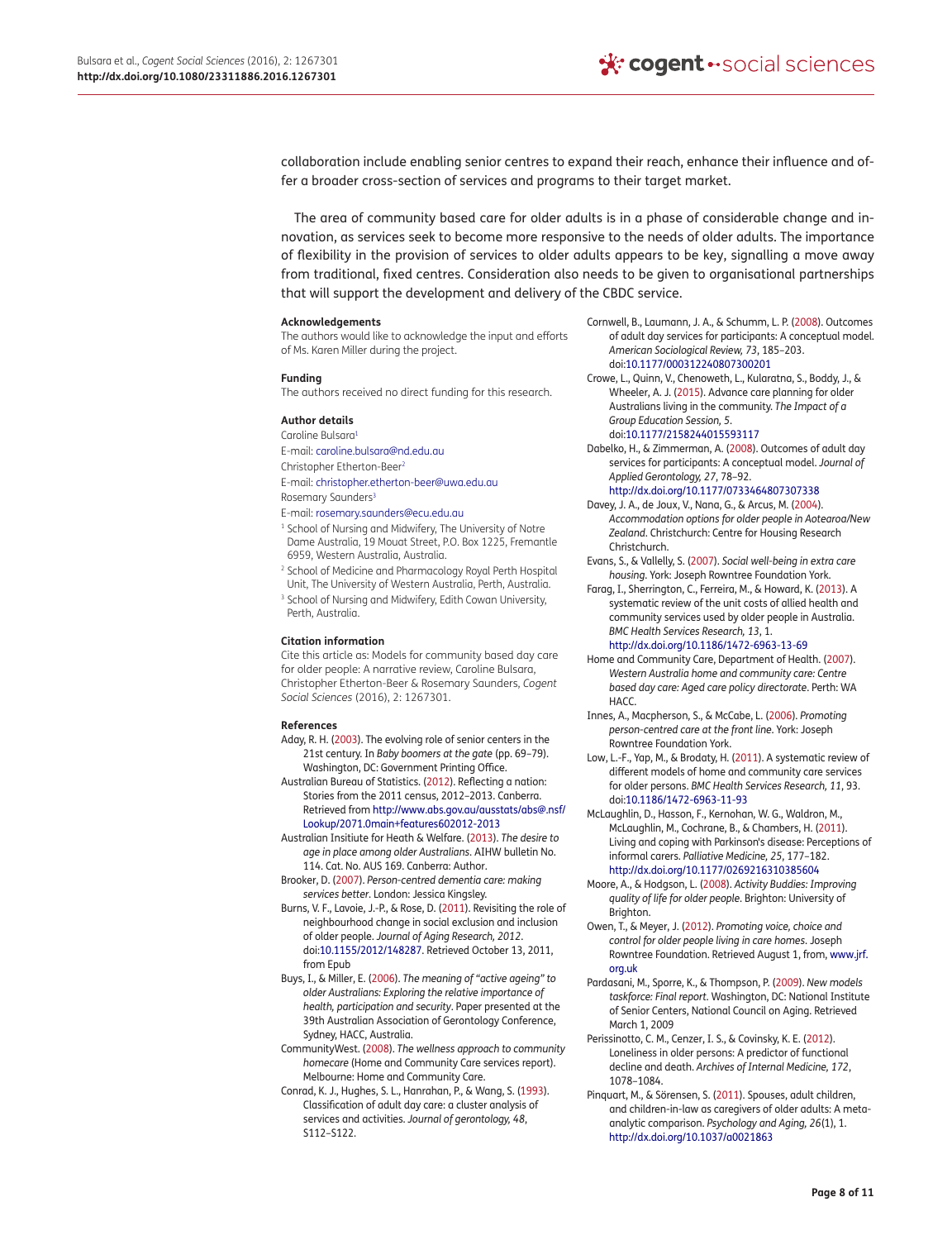collaboration include enabling senior centres to expand their reach, enhance their influence and offer a broader cross-section of services and programs to their target market.

The area of community based care for older adults is in a phase of considerable change and innovation, as services seek to become more responsive to the needs of older adults. The importance of flexibility in the provision of services to older adults appears to be key, signalling a move away from traditional, fixed centres. Consideration also needs to be given to organisational partnerships that will support the development and delivery of the CBDC service.

**Acknowledgements**

The authors would like to acknowledge the input and efforts of Ms. Karen Miller during the project.

**Funding**

The authors received no direct funding for this research.

**Author details**

Caroline Bulsara[1]

E-mail: caroline.bulsara@nd.edu.au

Christopher Etherton-Beer[2]

E-mail: christopher.etherton-beer@uwa.edu.au

Rosemary Saunders[3]

E-mail: rosemary.saunders@ecu.edu.au

[1] School of Nursing and Midwifery, The University of Notre Dame Australia, 19 Mouat Street, P.O. Box 1225, Fremantle 6959, Western Australia, Australia.

[2] School of Medicine and Pharmacology Royal Perth Hospital Unit, The University of Western Australia, Perth, Australia.

[3] School of Nursing and Midwifery, Edith Cowan University, Perth, Australia.

**Citation information**

Cite this article as: Models for community based day care for older people: A narrative review, Caroline Bulsara, Christopher Etherton-Beer & Rosemary Saunders, *Cogent Social Sciences* (2016), 2: 1267301.

**References**

Aday, R. H. (2003). The evolving role of senior centers in the 21st century. In *Baby boomers at the gate* (pp. 69–79). Washington, DC: Government Printing Office.

Australian Bureau of Statistics. (2012). Reflecting a nation: Stories from the 2011 census, 2012–2013. Canberra. Retrieved from http://www.abs.gov.au/ausstats/abs@.nsf/Lookup/2071.0main+features602012-2013

Australian Insituite for Heath & Welfare. (2013). *The desire to age in place among older Australians*. AIHW bulletin No. 114. Cat. No. AUS 169. Canberra: Author.

Brooker, D. (2007). *Person-centred dementia care: making services better*. London: Jessica Kingsley.

Burns, V. F., Lavoie, J.-P., & Rose, D. (2011). Revisiting the role of neighbourhood change in social exclusion and inclusion of older people. *Journal of Aging Research, 2012*. doi:10.1155/2012/148287. Retrieved October 13, 2011, from Epub

Buys, I., & Miller, E. (2006). *The meaning of "active ageing" to older Australians: Exploring the relative importance of health, participation and security*. Paper presented at the 39th Australian Association of Gerontology Conference, Sydney, HACC, Australia.

CommunityWest. (2008). *The wellness approach to community homecare* (Home and Community Care services report). Melbourne: Home and Community Care.

Conrad, K. J., Hughes, S. L., Hanrahan, P., & Wang, S. (1993). Classification of adult day care: a cluster analysis of services and activities. *Journal of gerontology, 48*, S112–S122.

Cornwell, B., Laumann, J. A., & Schumm, L. P. (2008). Outcomes of adult day services for participants: A conceptual model. *American Sociological Review, 73*, 185–203. doi:10.1177/000312240807300201

Crowe, L., Quinn, V., Chenoweth, L., Kularatna, S., Boddy, J., & Wheeler, A. J. (2015). Advance care planning for older Australians living in the community. *The Impact of a Group Education Session, 5*. doi:10.1177/2158244015593117

Dabelko, H., & Zimmerman, A. (2008). Outcomes of adult day services for participants: A conceptual model. *Journal of Applied Gerontology, 27*, 78–92. http://dx.doi.org/10.1177/0733464807307338

Davey, J. A., de Joux, V., Nana, G., & Arcus, M. (2004). *Accommodation options for older people in Aotearoa/New Zealand*. Christchurch: Centre for Housing Research Christchurch.

Evans, S., & Vallelly, S. (2007). *Social well-being in extra care housing*. York: Joseph Rowntree Foundation York.

Farag, I., Sherrington, C., Ferreira, M., & Howard, K. (2013). A systematic review of the unit costs of allied health and community services used by older people in Australia. *BMC Health Services Research, 13*, 1. http://dx.doi.org/10.1186/1472-6963-13-69

Home and Community Care, Department of Health. (2007). *Western Australia home and community care: Centre based day care: Aged care policy directorate*. Perth: WA HACC.

Innes, A., Macpherson, S., & McCabe, L. (2006). *Promoting person-centred care at the front line*. York: Joseph Rowntree Foundation York.

Low, L.-F., Yap, M., & Brodaty, H. (2011). A systematic review of different models of home and community care services for older persons. *BMC Health Services Research, 11*, 93. doi:10.1186/1472-6963-11-93

McLaughlin, D., Hasson, F., Kernohan, W. G., Waldron, M., McLaughlin, M., Cochrane, B., & Chambers, H. (2011). Living and coping with Parkinson's disease: Perceptions of informal carers. *Palliative Medicine, 25*, 177–182. http://dx.doi.org/10.1177/0269216310385604

Moore, A., & Hodgson, L. (2008). *Activity Buddies: Improving quality of life for older people*. Brighton: University of Brighton.

Owen, T., & Meyer, J. (2012). *Promoting voice, choice and control for older people living in care homes*. Joseph Rowntree Foundation. Retrieved August 1, from, www.jrf.org.uk

Pardasani, M., Sporre, K., & Thompson, P. (2009). *New models taskforce: Final report*. Washington, DC: National Institute of Senior Centers, National Council on Aging. Retrieved March 1, 2009

Perissinotto, C. M., Cenzer, I. S., & Covinsky, K. E. (2012). Loneliness in older persons: A predictor of functional decline and death. *Archives of Internal Medicine, 172*, 1078–1084.

Pinquart, M., & Sörensen, S. (2011). Spouses, adult children, and children-in-law as caregivers of older adults: A meta-analytic comparison. *Psychology and Aging, 26*(1), 1. http://dx.doi.org/10.1037/a0021863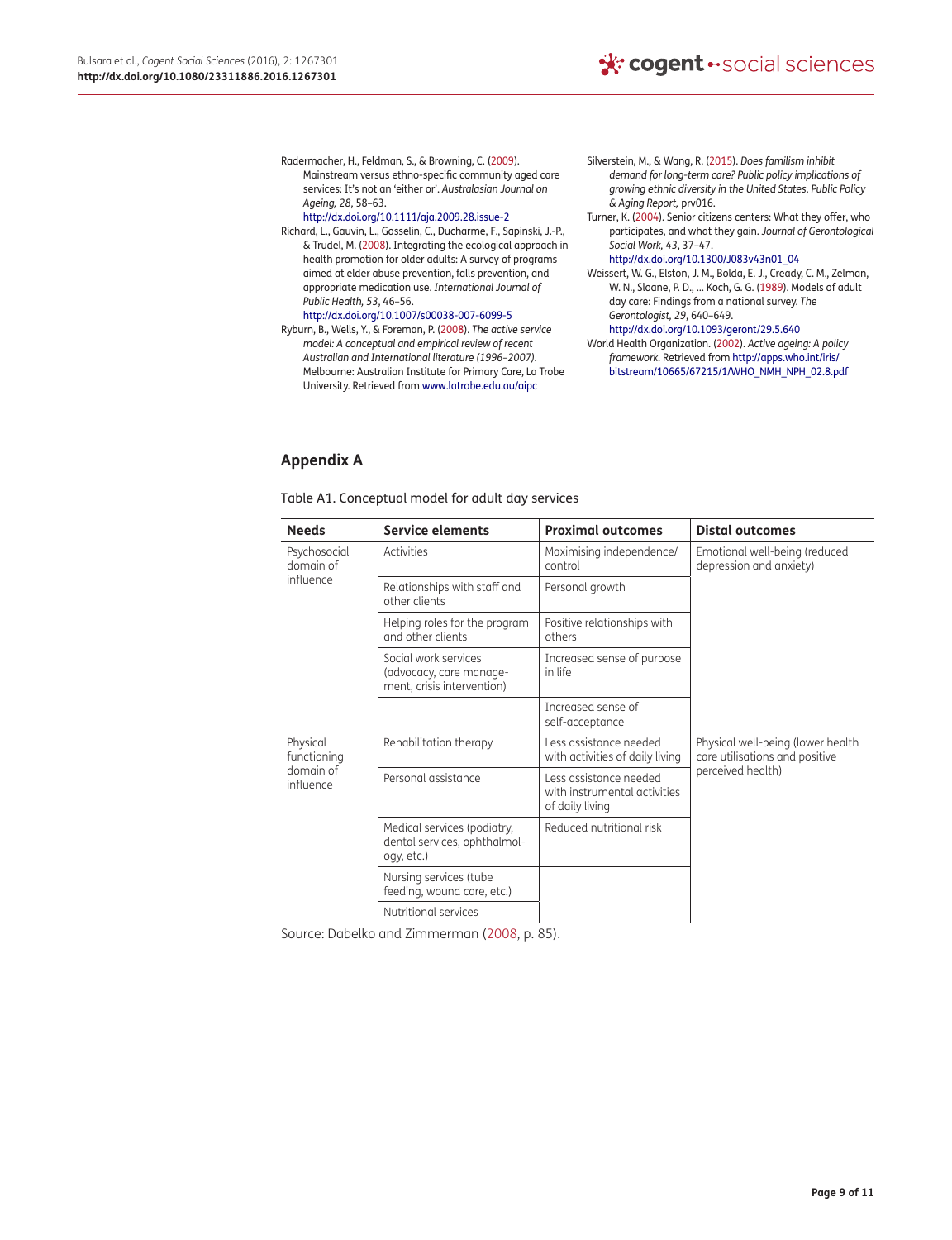Radermacher, H., Feldman, S., & Browning, C. (2009). Mainstream versus ethno-specific community aged care services: It's not an 'either or'. *Australasian Journal on Ageing, 28*, 58–63. http://dx.doi.org/10.1111/aja.2009.28.issue-2

Richard, L., Gauvin, L., Gosselin, C., Ducharme, F., Sapinski, J.-P., & Trudel, M. (2008). Integrating the ecological approach in health promotion for older adults: A survey of programs aimed at elder abuse prevention, falls prevention, and appropriate medication use. *International Journal of Public Health, 53*, 46–56. http://dx.doi.org/10.1007/s00038-007-6099-5

Ryburn, B., Wells, Y., & Foreman, P. (2008). *The active service model: A conceptual and empirical review of recent Australian and International literature (1996–2007)*. Melbourne: Australian Institute for Primary Care, La Trobe University. Retrieved from www.latrobe.edu.au/aipc

Silverstein, M., & Wang, R. (2015). *Does familism inhibit demand for long-term care? Public policy implications of growing ethnic diversity in the United States. Public Policy & Aging Report,* prv016.

Turner, K. (2004). Senior citizens centers: What they offer, who participates, and what they gain. *Journal of Gerontological Social Work, 43*, 37–47. http://dx.doi.org/10.1300/J083v43n01_04

Weissert, W. G., Elston, J. M., Bolda, E. J., Cready, C. M., Zelman, W. N., Sloane, P. D., ... Koch, G. G. (1989). Models of adult day care: Findings from a national survey. *The Gerontologist, 29*, 640–649. http://dx.doi.org/10.1093/geront/29.5.640

World Health Organization. (2002). *Active ageing: A policy framework*. Retrieved from http://apps.who.int/iris/bitstream/10665/67215/1/WHO_NMH_NPH_02.8.pdf

## Appendix A

Table A1. Conceptual model for adult day services

| Needs | Service elements | Proximal outcomes | Distal outcomes |
|---|---|---|---|
| Psychosocial domain of influence | Activities | Maximising independence/control | Emotional well-being (reduced depression and anxiety) |
| | Relationships with staff and other clients | Personal growth | |
| | Helping roles for the program and other clients | Positive relationships with others | |
| | Social work services (advocacy, care management, crisis intervention) | Increased sense of purpose in life | |
| | | Increased sense of self-acceptance | |
| Physical functioning domain of influence | Rehabilitation therapy | Less assistance needed with activities of daily living | Physical well-being (lower health care utilisations and positive perceived health) |
| | Personal assistance | Less assistance needed with instrumental activities of daily living | |
| | Medical services (podiatry, dental services, ophthalmology, etc.) | Reduced nutritional risk | |
| | Nursing services (tube feeding, wound care, etc.) | | |
| | Nutritional services | | |

Source: Dabelko and Zimmerman (2008, p. 85).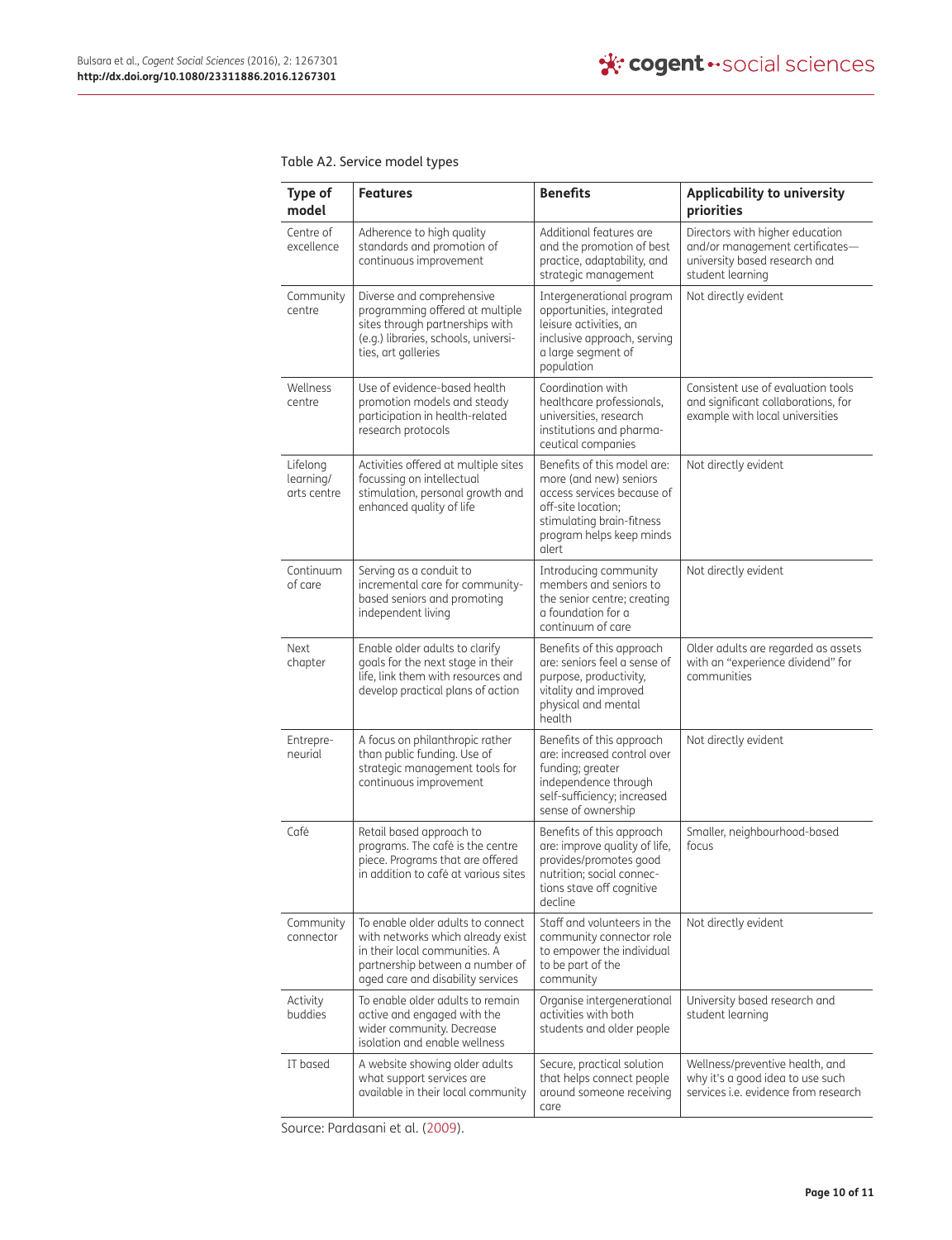Table A2. Service model types

| Type of model | Features | Benefits | Applicability to university priorities |
|---|---|---|---|
| Centre of excellence | Adherence to high quality standards and promotion of continuous improvement | Additional features are and the promotion of best practice, adaptability, and strategic management | Directors with higher education and/or management certificates—university based research and student learning |
| Community centre | Diverse and comprehensive programming offered at multiple sites through partnerships with (e.g.) libraries, schools, universities, art galleries | Intergenerational program opportunities, integrated leisure activities, an inclusive approach, serving a large segment of population | Not directly evident |
| Wellness centre | Use of evidence-based health promotion models and steady participation in health-related research protocols | Coordination with healthcare professionals, universities, research institutions and pharmaceutical companies | Consistent use of evaluation tools and significant collaborations, for example with local universities |
| Lifelong learning/ arts centre | Activities offered at multiple sites focussing on intellectual stimulation, personal growth and enhanced quality of life | Benefits of this model are: more (and new) seniors access services because of off-site location; stimulating brain-fitness program helps keep minds alert | Not directly evident |
| Continuum of care | Serving as a conduit to incremental care for community-based seniors and promoting independent living | Introducing community members and seniors to the senior centre; creating a foundation for a continuum of care | Not directly evident |
| Next chapter | Enable older adults to clarify goals for the next stage in their life, link them with resources and develop practical plans of action | Benefits of this approach are: seniors feel a sense of purpose, productivity, vitality and improved physical and mental health | Older adults are regarded as assets with an "experience dividend" for communities |
| Entrepreneurial | A focus on philanthropic rather than public funding. Use of strategic management tools for continuous improvement | Benefits of this approach are: increased control over funding; greater independence through self-sufficiency; increased sense of ownership | Not directly evident |
| Café | Retail based approach to programs. The café is the centre piece. Programs that are offered in addition to café at various sites | Benefits of this approach are: improve quality of life, provides/promotes good nutrition; social connections stave off cognitive decline | Smaller, neighbourhood-based focus |
| Community connector | To enable older adults to connect with networks which already exist in their local communities. A partnership between a number of aged care and disability services | Staff and volunteers in the community connector role to empower the individual to be part of the community | Not directly evident |
| Activity buddies | To enable older adults to remain active and engaged with the wider community. Decrease isolation and enable wellness | Organise intergenerational activities with both students and older people | University based research and student learning |
| IT based | A website showing older adults what support services are available in their local community | Secure, practical solution that helps connect people around someone receiving care | Wellness/preventive health, and why it's a good idea to use such services i.e. evidence from research |

Source: Pardasani et al. (2009).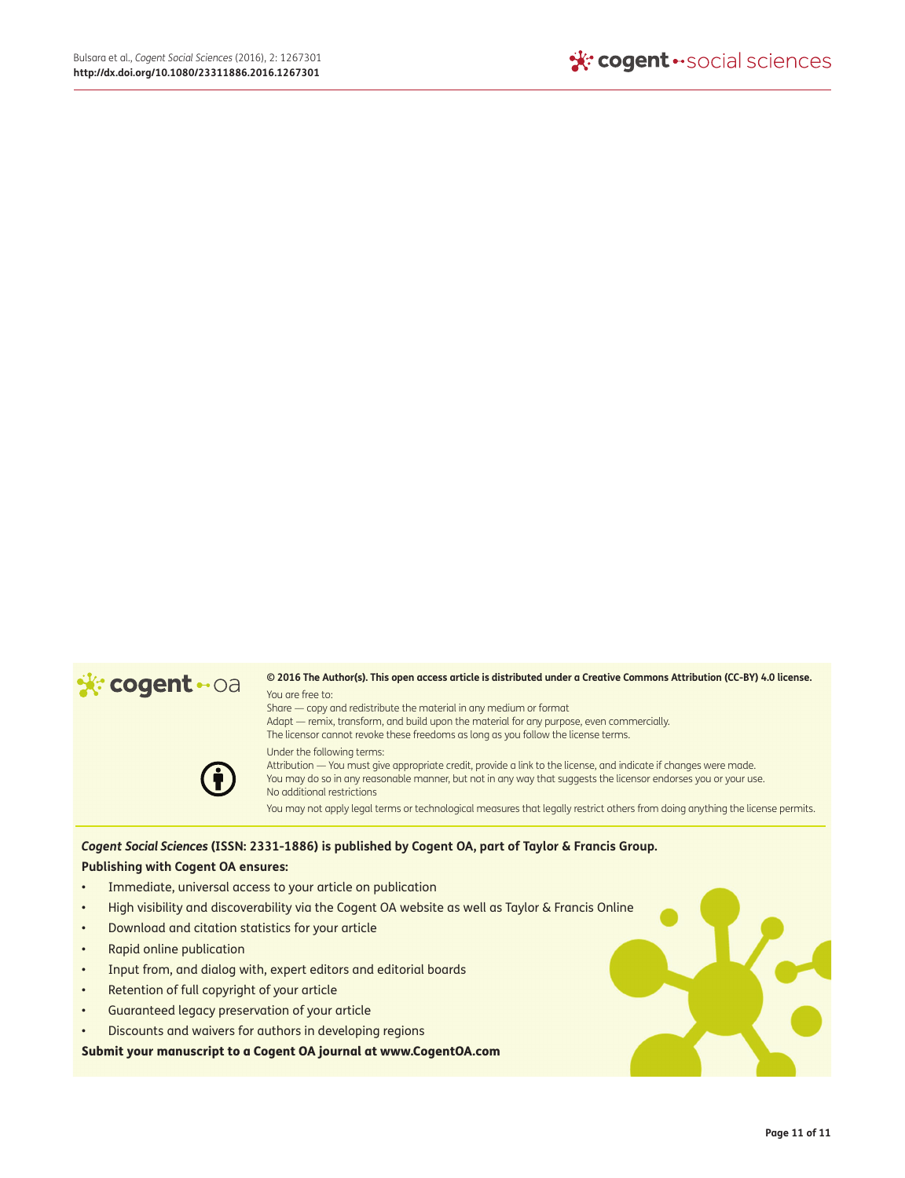**© 2016 The Author(s). This open access article is distributed under a Creative Commons Attribution (CC-BY) 4.0 license.**

You are free to:

Share — copy and redistribute the material in any medium or format

Adapt — remix, transform, and build upon the material for any purpose, even commercially.

The licensor cannot revoke these freedoms as long as you follow the license terms.

Under the following terms:

Attribution — You must give appropriate credit, provide a link to the license, and indicate if changes were made.

You may do so in any reasonable manner, but not in any way that suggests the licensor endorses you or your use.

No additional restrictions

You may not apply legal terms or technological measures that legally restrict others from doing anything the license permits.

***Cogent Social Sciences*** **(ISSN: 2331-1886) is published by Cogent OA, part of Taylor & Francis Group.**

**Publishing with Cogent OA ensures:**

- Immediate, universal access to your article on publication
- High visibility and discoverability via the Cogent OA website as well as Taylor & Francis Online
- Download and citation statistics for your article
- Rapid online publication
- Input from, and dialog with, expert editors and editorial boards
- Retention of full copyright of your article
- Guaranteed legacy preservation of your article
- Discounts and waivers for authors in developing regions

**Submit your manuscript to a Cogent OA journal at www.CogentOA.com**